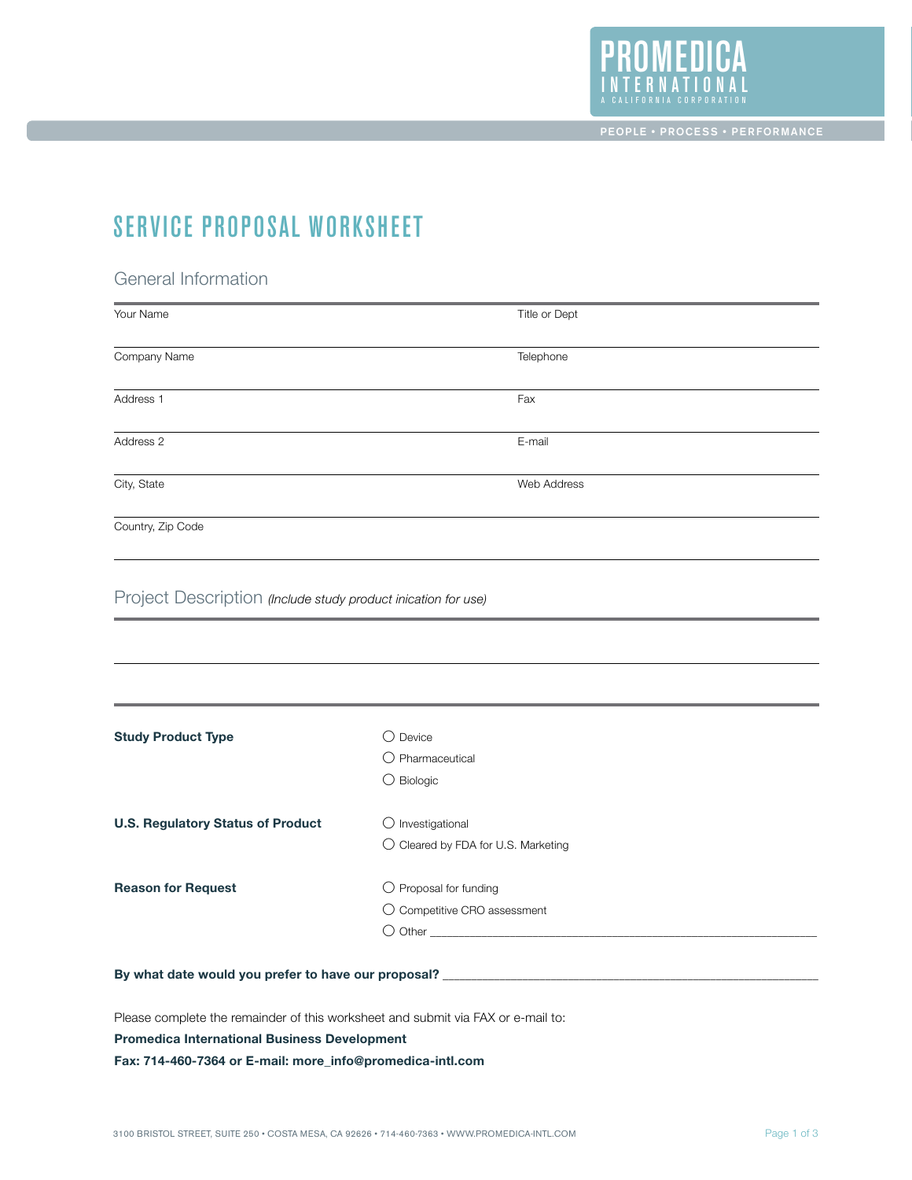PROMEDICA
INTERNATIONAL
A CALIFORNIA CORPORATION

PEOPLE • PROCESS • PERFORMANCE

# SERVICE PROPOSAL WORKSHEET

## General Information

| | |
|---|---|
| Your Name | Title or Dept |
| Company Name | Telephone |
| Address 1 | Fax |
| Address 2 | E-mail |
| City, State | Web Address |
| Country, Zip Code | |

## Project Description *(Include study product inication for use)*

**Study Product Type**

- ○ Device
- ○ Pharmaceutical
- ○ Biologic

**U.S. Regulatory Status of Product**

- ○ Investigational
- ○ Cleared by FDA for U.S. Marketing

**Reason for Request**

- ○ Proposal for funding
- ○ Competitive CRO assessment
- ○ Other ___________________________________________

**By what date would you prefer to have our proposal?** ___________________________________________

Please complete the remainder of this worksheet and submit via FAX or e-mail to:

**Promedica International Business Development**

**Fax: 714-460-7364 or E-mail: more_info@promedica-intl.com**

3100 BRISTOL STREET, SUITE 250 • COSTA MESA, CA 92626 • 714-460-7363 • WWW.PROMEDICA-INTL.COM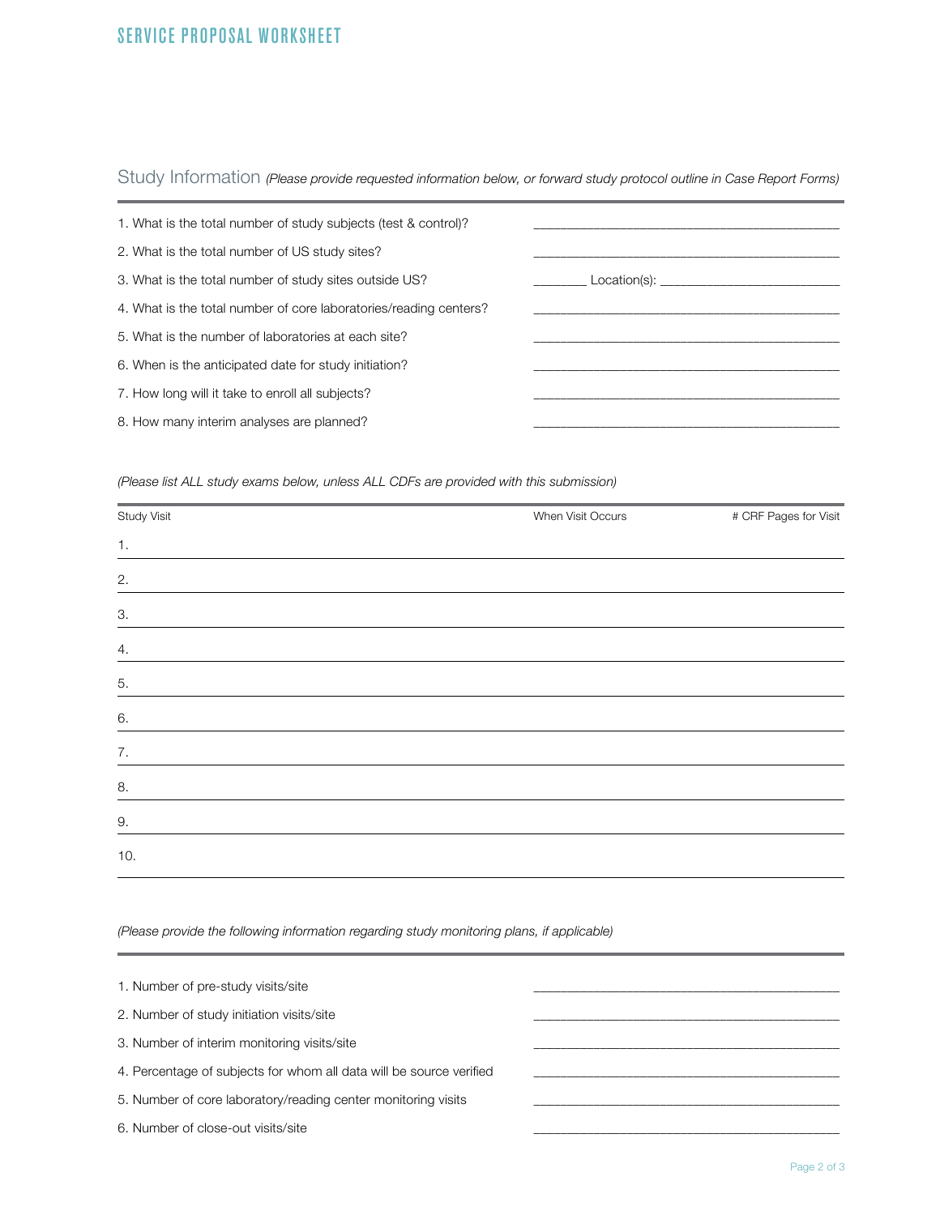## Study Information *(Please provide requested information below, or forward study protocol outline in Case Report Forms)*

1. What is the total number of study subjects (test & control)? ____________________
2. What is the total number of US study sites? ____________________
3. What is the total number of study sites outside US? ________ Location(s): ____________________
4. What is the total number of core laboratories/reading centers? ____________________
5. What is the number of laboratories at each site? ____________________
6. When is the anticipated date for study initiation? ____________________
7. How long will it take to enroll all subjects? ____________________
8. How many interim analyses are planned? ____________________

*(Please list ALL study exams below, unless ALL CDFs are provided with this submission)*

| Study Visit | When Visit Occurs | # CRF Pages for Visit |
|---|---|---|
| 1. | | |
| 2. | | |
| 3. | | |
| 4. | | |
| 5. | | |
| 6. | | |
| 7. | | |
| 8. | | |
| 9. | | |
| 10. | | |

*(Please provide the following information regarding study monitoring plans, if applicable)*

1. Number of pre-study visits/site ____________________
2. Number of study initiation visits/site ____________________
3. Number of interim monitoring visits/site ____________________
4. Percentage of subjects for whom all data will be source verified ____________________
5. Number of core laboratory/reading center monitoring visits ____________________
6. Number of close-out visits/site ____________________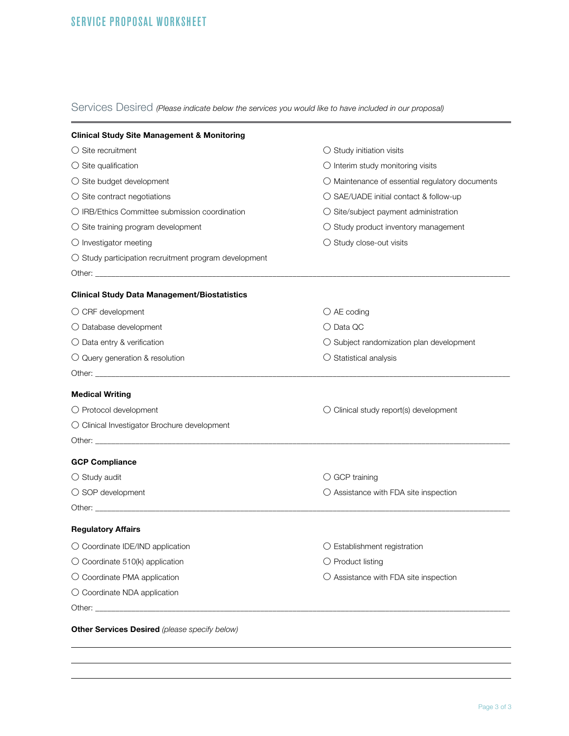## Services Desired *(Please indicate below the services you would like to have included in our proposal)*

**Clinical Study Site Management & Monitoring**

- ○ Site recruitment
- ○ Site qualification
- ○ Site budget development
- ○ Site contract negotiations
- ○ IRB/Ethics Committee submission coordination
- ○ Site training program development
- ○ Investigator meeting
- ○ Study participation recruitment program development
- ○ Study initiation visits
- ○ Interim study monitoring visits
- ○ Maintenance of essential regulatory documents
- ○ SAE/UADE initial contact & follow-up
- ○ Site/subject payment administration
- ○ Study product inventory management
- ○ Study close-out visits

Other: ___________________________________________

**Clinical Study Data Management/Biostatistics**

- ○ CRF development
- ○ Database development
- ○ Data entry & verification
- ○ Query generation & resolution
- ○ AE coding
- ○ Data QC
- ○ Subject randomization plan development
- ○ Statistical analysis

Other: ___________________________________________

**Medical Writing**

- ○ Protocol development
- ○ Clinical Investigator Brochure development
- ○ Clinical study report(s) development

Other: ___________________________________________

**GCP Compliance**

- ○ Study audit
- ○ SOP development
- ○ GCP training
- ○ Assistance with FDA site inspection

Other: ___________________________________________

**Regulatory Affairs**

- ○ Coordinate IDE/IND application
- ○ Coordinate 510(k) application
- ○ Coordinate PMA application
- ○ Coordinate NDA application
- ○ Establishment registration
- ○ Product listing
- ○ Assistance with FDA site inspection

Other: ___________________________________________

**Other Services Desired** *(please specify below)*

___________________________________________

___________________________________________

___________________________________________